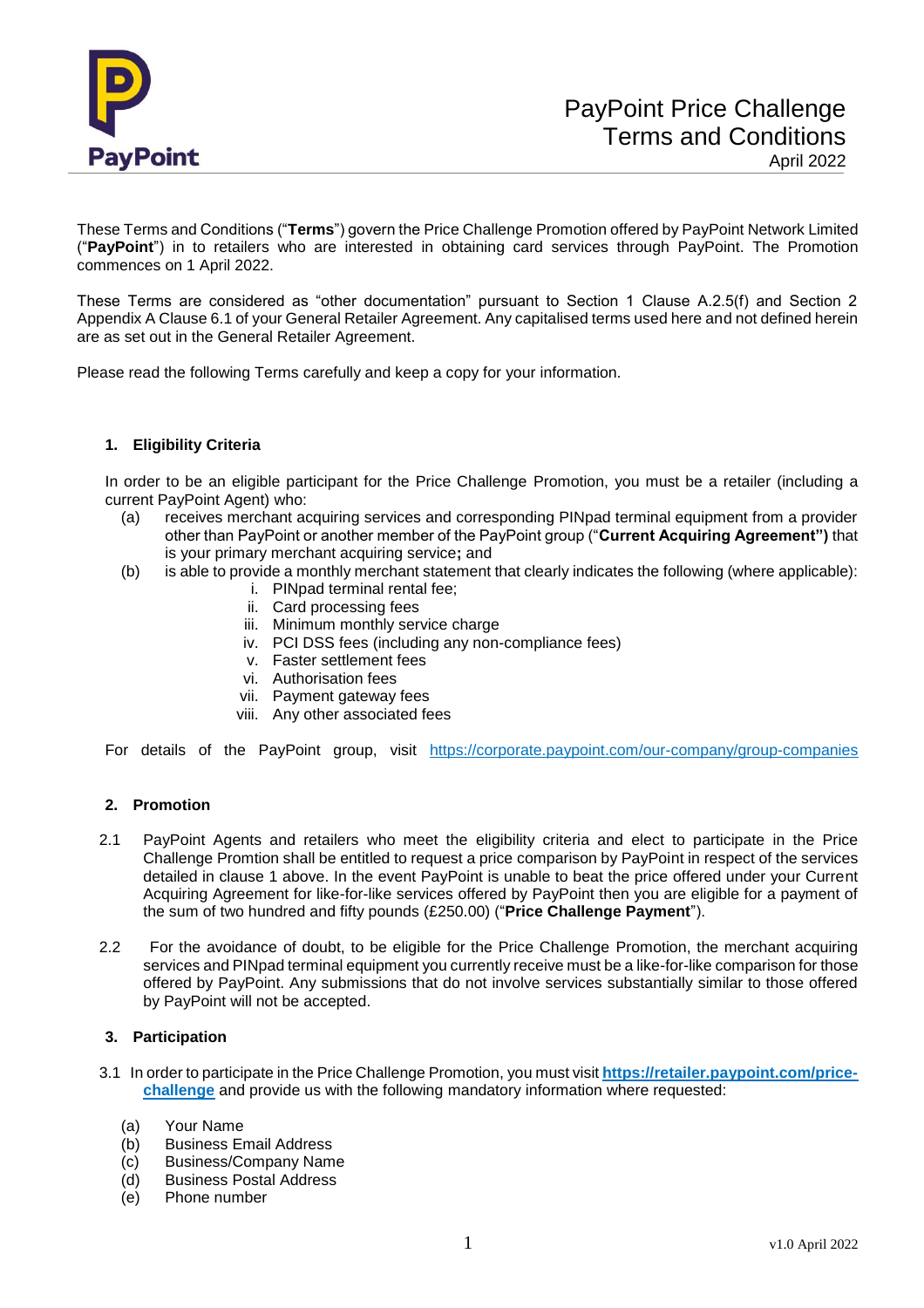PayPoint

# PayPoint Price Challenge Terms and Conditions

April 2022

These Terms and Conditions ("**Terms**") govern the Price Challenge Promotion offered by PayPoint Network Limited ("**PayPoint**") in to retailers who are interested in obtaining card services through PayPoint. The Promotion commences on 1 April 2022.

These Terms are considered as "other documentation" pursuant to Section 1 Clause A.2.5(f) and Section 2 Appendix A Clause 6.1 of your General Retailer Agreement. Any capitalised terms used here and not defined herein are as set out in the General Retailer Agreement.

Please read the following Terms carefully and keep a copy for your information.

## 1. Eligibility Criteria

In order to be an eligible participant for the Price Challenge Promotion, you must be a retailer (including a current PayPoint Agent) who:

(a) receives merchant acquiring services and corresponding PINpad terminal equipment from a provider other than PayPoint or another member of the PayPoint group ("**Current Acquiring Agreement")** that is your primary merchant acquiring service**;** and

(b) is able to provide a monthly merchant statement that clearly indicates the following (where applicable):

i. PINpad terminal rental fee;
ii. Card processing fees
iii. Minimum monthly service charge
iv. PCI DSS fees (including any non-compliance fees)
v. Faster settlement fees
vi. Authorisation fees
vii. Payment gateway fees
viii. Any other associated fees

For details of the PayPoint group, visit https://corporate.paypoint.com/our-company/group-companies

## 2. Promotion

2.1 PayPoint Agents and retailers who meet the eligibility criteria and elect to participate in the Price Challenge Promtion shall be entitled to request a price comparison by PayPoint in respect of the services detailed in clause 1 above. In the event PayPoint is unable to beat the price offered under your Current Acquiring Agreement for like-for-like services offered by PayPoint then you are eligible for a payment of the sum of two hundred and fifty pounds (£250.00) ("**Price Challenge Payment**").

2.2 For the avoidance of doubt, to be eligible for the Price Challenge Promotion, the merchant acquiring services and PINpad terminal equipment you currently receive must be a like-for-like comparison for those offered by PayPoint. Any submissions that do not involve services substantially similar to those offered by PayPoint will not be accepted.

## 3. Participation

3.1 In order to participate in the Price Challenge Promotion, you must visit **https://retailer.paypoint.com/price-challenge** and provide us with the following mandatory information where requested:

(a) Your Name
(b) Business Email Address
(c) Business/Company Name
(d) Business Postal Address
(e) Phone number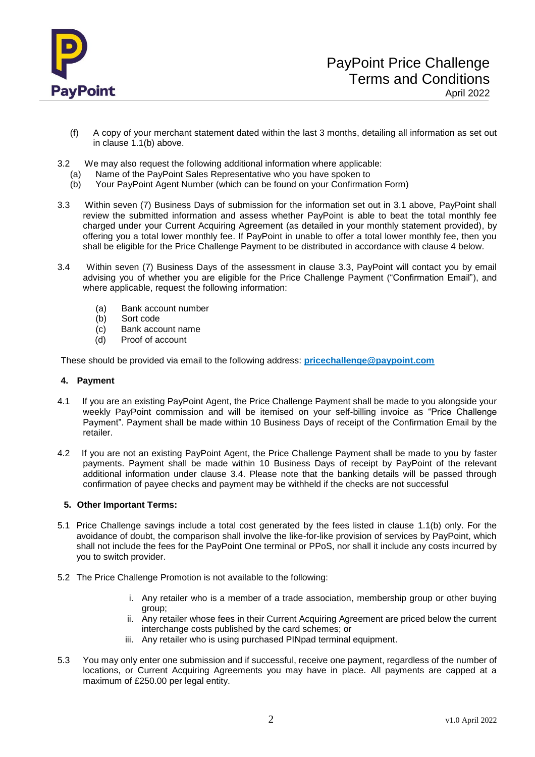(f) A copy of your merchant statement dated within the last 3 months, detailing all information as set out in clause 1.1(b) above.

3.2 We may also request the following additional information where applicable:

(a) Name of the PayPoint Sales Representative who you have spoken to

(b) Your PayPoint Agent Number (which can be found on your Confirmation Form)

3.3 Within seven (7) Business Days of submission for the information set out in 3.1 above, PayPoint shall review the submitted information and assess whether PayPoint is able to beat the total monthly fee charged under your Current Acquiring Agreement (as detailed in your monthly statement provided), by offering you a total lower monthly fee. If PayPoint in unable to offer a total lower monthly fee, then you shall be eligible for the Price Challenge Payment to be distributed in accordance with clause 4 below.

3.4 Within seven (7) Business Days of the assessment in clause 3.3, PayPoint will contact you by email advising you of whether you are eligible for the Price Challenge Payment ("Confirmation Email"), and where applicable, request the following information:

(a) Bank account number

(b) Sort code

(c) Bank account name

(d) Proof of account

These should be provided via email to the following address: **pricechallenge@paypoint.com**

## 4. Payment

4.1 If you are an existing PayPoint Agent, the Price Challenge Payment shall be made to you alongside your weekly PayPoint commission and will be itemised on your self-billing invoice as "Price Challenge Payment". Payment shall be made within 10 Business Days of receipt of the Confirmation Email by the retailer.

4.2 If you are not an existing PayPoint Agent, the Price Challenge Payment shall be made to you by faster payments. Payment shall be made within 10 Business Days of receipt by PayPoint of the relevant additional information under clause 3.4. Please note that the banking details will be passed through confirmation of payee checks and payment may be withheld if the checks are not successful

## 5. Other Important Terms:

5.1 Price Challenge savings include a total cost generated by the fees listed in clause 1.1(b) only. For the avoidance of doubt, the comparison shall involve the like-for-like provision of services by PayPoint, which shall not include the fees for the PayPoint One terminal or PPoS, nor shall it include any costs incurred by you to switch provider.

5.2 The Price Challenge Promotion is not available to the following:

i. Any retailer who is a member of a trade association, membership group or other buying group;

ii. Any retailer whose fees in their Current Acquiring Agreement are priced below the current interchange costs published by the card schemes; or

iii. Any retailer who is using purchased PINpad terminal equipment.

5.3 You may only enter one submission and if successful, receive one payment, regardless of the number of locations, or Current Acquiring Agreements you may have in place. All payments are capped at a maximum of £250.00 per legal entity.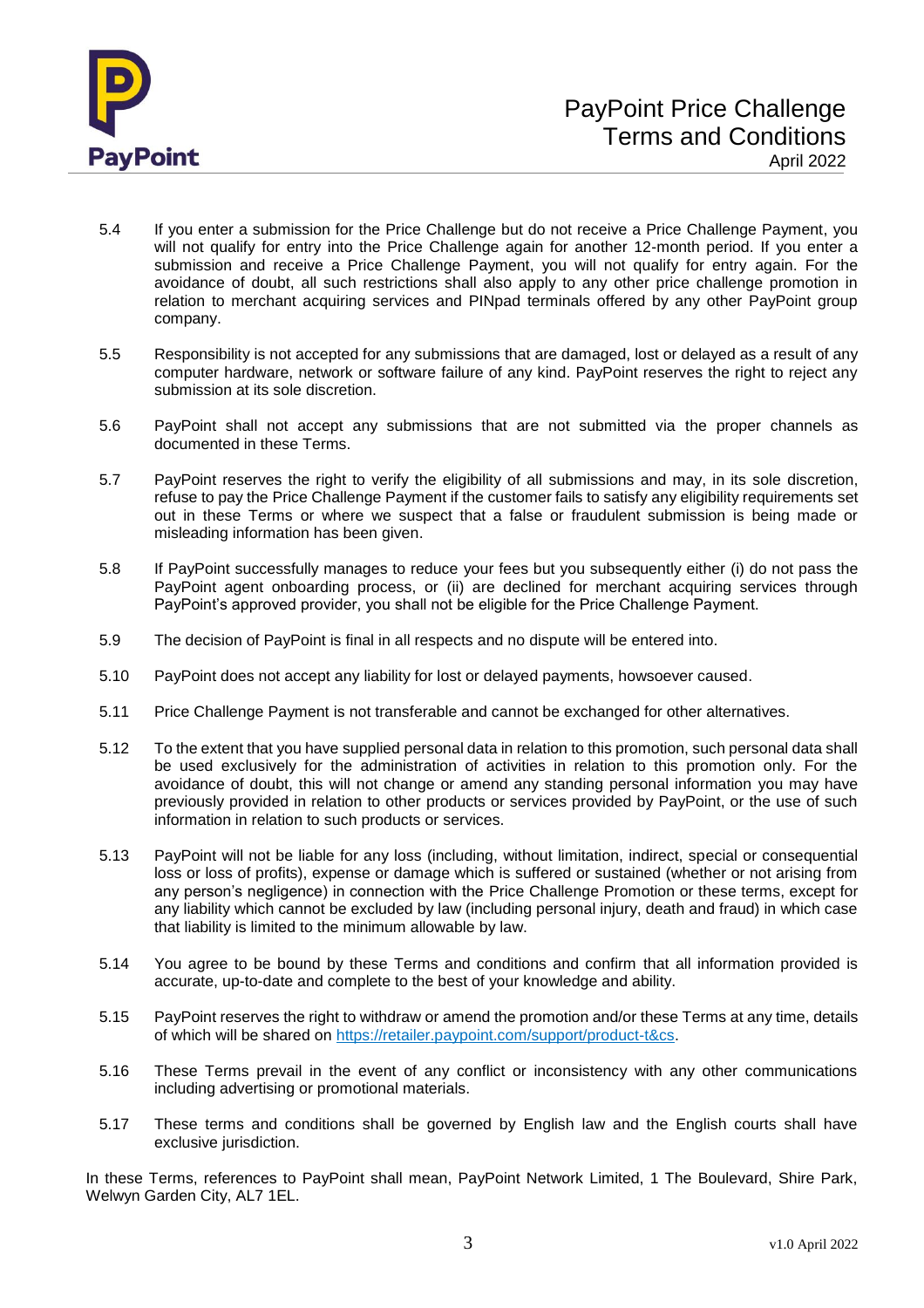5.4 If you enter a submission for the Price Challenge but do not receive a Price Challenge Payment, you will not qualify for entry into the Price Challenge again for another 12-month period. If you enter a submission and receive a Price Challenge Payment, you will not qualify for entry again. For the avoidance of doubt, all such restrictions shall also apply to any other price challenge promotion in relation to merchant acquiring services and PINpad terminals offered by any other PayPoint group company.

5.5 Responsibility is not accepted for any submissions that are damaged, lost or delayed as a result of any computer hardware, network or software failure of any kind. PayPoint reserves the right to reject any submission at its sole discretion.

5.6 PayPoint shall not accept any submissions that are not submitted via the proper channels as documented in these Terms.

5.7 PayPoint reserves the right to verify the eligibility of all submissions and may, in its sole discretion, refuse to pay the Price Challenge Payment if the customer fails to satisfy any eligibility requirements set out in these Terms or where we suspect that a false or fraudulent submission is being made or misleading information has been given.

5.8 If PayPoint successfully manages to reduce your fees but you subsequently either (i) do not pass the PayPoint agent onboarding process, or (ii) are declined for merchant acquiring services through PayPoint's approved provider, you shall not be eligible for the Price Challenge Payment.

5.9 The decision of PayPoint is final in all respects and no dispute will be entered into.

5.10 PayPoint does not accept any liability for lost or delayed payments, howsoever caused.

5.11 Price Challenge Payment is not transferable and cannot be exchanged for other alternatives.

5.12 To the extent that you have supplied personal data in relation to this promotion, such personal data shall be used exclusively for the administration of activities in relation to this promotion only. For the avoidance of doubt, this will not change or amend any standing personal information you may have previously provided in relation to other products or services provided by PayPoint, or the use of such information in relation to such products or services.

5.13 PayPoint will not be liable for any loss (including, without limitation, indirect, special or consequential loss or loss of profits), expense or damage which is suffered or sustained (whether or not arising from any person's negligence) in connection with the Price Challenge Promotion or these terms, except for any liability which cannot be excluded by law (including personal injury, death and fraud) in which case that liability is limited to the minimum allowable by law.

5.14 You agree to be bound by these Terms and conditions and confirm that all information provided is accurate, up-to-date and complete to the best of your knowledge and ability.

5.15 PayPoint reserves the right to withdraw or amend the promotion and/or these Terms at any time, details of which will be shared on [https://retailer.paypoint.com/support/product-t&cs](https://retailer.paypoint.com/support/product-t&cs).

5.16 These Terms prevail in the event of any conflict or inconsistency with any other communications including advertising or promotional materials.

5.17 These terms and conditions shall be governed by English law and the English courts shall have exclusive jurisdiction.

In these Terms, references to PayPoint shall mean, PayPoint Network Limited, 1 The Boulevard, Shire Park, Welwyn Garden City, AL7 1EL.